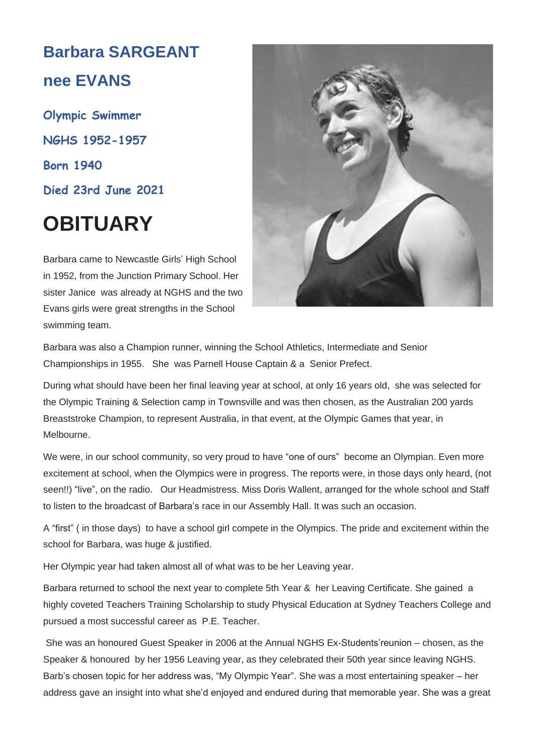# Barbara SARGEANT nee EVANS

**Olympic Swimmer**

**NGHS 1952-1957**

**Born 1940**

**Died 23rd June 2021**

# OBITUARY

Barbara came to Newcastle Girls' High School in 1952, from the Junction Primary School. Her sister Janice was already at NGHS and the two Evans girls were great strengths in the School swimming team.

Barbara was also a Champion runner, winning the School Athletics, Intermediate and Senior Championships in 1955. She was Parnell House Captain & a Senior Prefect.

During what should have been her final leaving year at school, at only 16 years old, she was selected for the Olympic Training & Selection camp in Townsville and was then chosen, as the Australian 200 yards Breaststroke Champion, to represent Australia, in that event, at the Olympic Games that year, in Melbourne.

We were, in our school community, so very proud to have "one of ours" become an Olympian. Even more excitement at school, when the Olympics were in progress. The reports were, in those days only heard, (not seen!!) "live", on the radio. Our Headmistress. Miss Doris Wallent, arranged for the whole school and Staff to listen to the broadcast of Barbara's race in our Assembly Hall. It was such an occasion.

A "first" ( in those days) to have a school girl compete in the Olympics. The pride and excitement within the school for Barbara, was huge & justified.

Her Olympic year had taken almost all of what was to be her Leaving year.

Barbara returned to school the next year to complete 5th Year & her Leaving Certificate. She gained a highly coveted Teachers Training Scholarship to study Physical Education at Sydney Teachers College and pursued a most successful career as P.E. Teacher.

She was an honoured Guest Speaker in 2006 at the Annual NGHS Ex-Students'reunion – chosen, as the Speaker & honoured by her 1956 Leaving year, as they celebrated their 50th year since leaving NGHS. Barb's chosen topic for her address was, "My Olympic Year". She was a most entertaining speaker – her address gave an insight into what she'd enjoyed and endured during that memorable year. She was a great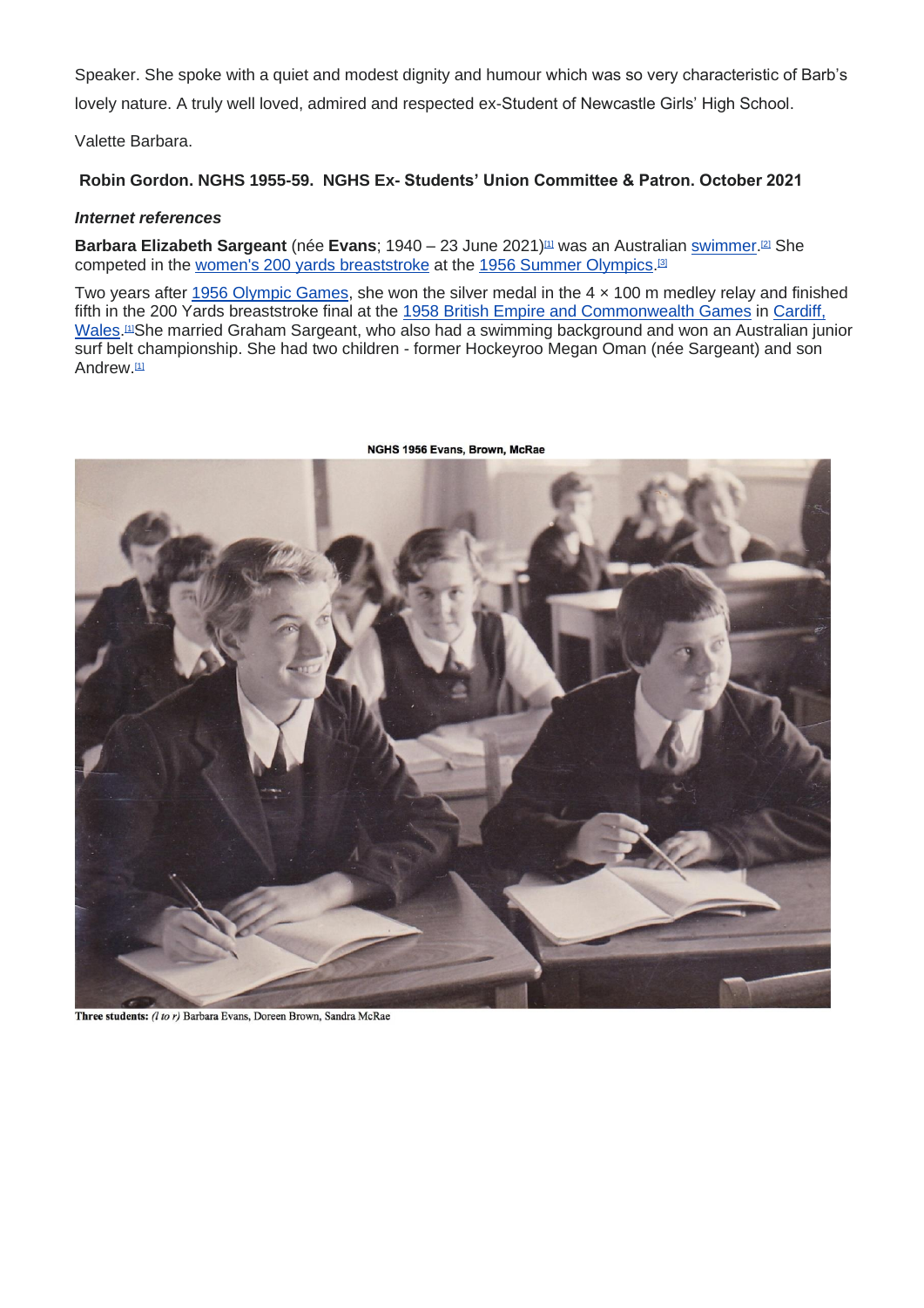Speaker. She spoke with a quiet and modest dignity and humour which was so very characteristic of Barb's lovely nature. A truly well loved, admired and respected ex-Student of Newcastle Girls' High School.

Valette Barbara.

**Robin Gordon. NGHS 1955-59. NGHS Ex- Students' Union Committee & Patron. October 2021**

***Internet references***

**Barbara Elizabeth Sargeant** (née **Evans**; 1940 – 23 June 2021)[1] was an Australian swimmer.[2] She competed in the women's 200 yards breaststroke at the 1956 Summer Olympics.[3]

Two years after 1956 Olympic Games, she won the silver medal in the 4 × 100 m medley relay and finished fifth in the 200 Yards breaststroke final at the 1958 British Empire and Commonwealth Games in Cardiff, Wales.[1]She married Graham Sargeant, who also had a swimming background and won an Australian junior surf belt championship. She had two children - former Hockeyroo Megan Oman (née Sargeant) and son Andrew.[1]

**NGHS 1956 Evans, Brown, McRae**

**Three students:** *(l to r)* Barbara Evans, Doreen Brown, Sandra McRae